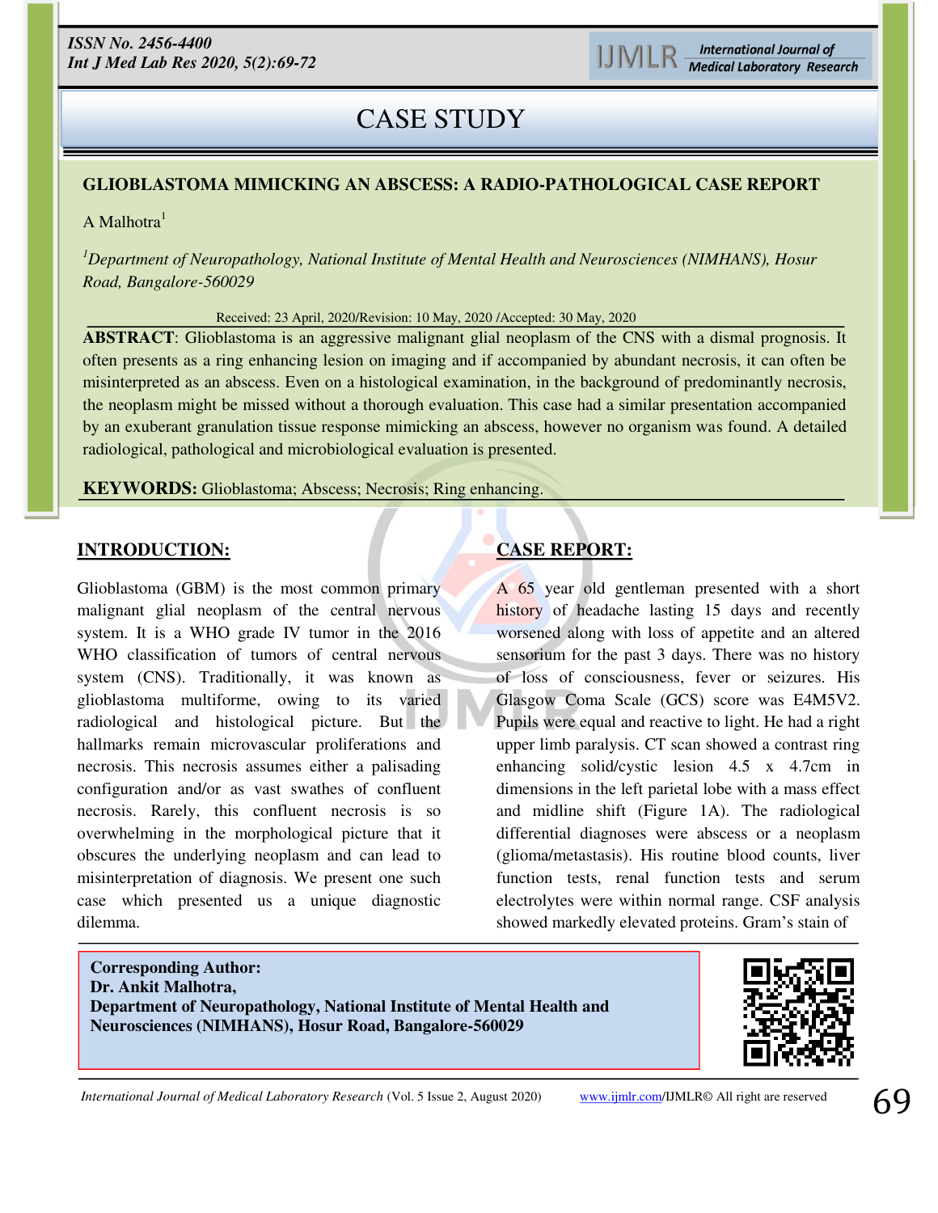## CASE STUDY

### GLIOBLASTOMA MIMICKING AN ABSCESS: A RADIO-PATHOLOGICAL CASE REPORT

A Malhotra[1]

[1]*Department of Neuropathology, National Institute of Mental Health and Neurosciences (NIMHANS), Hosur Road, Bangalore-560029*

Received: 23 April, 2020/Revision: 10 May, 2020 /Accepted: 30 May, 2020

**ABSTRACT**: Glioblastoma is an aggressive malignant glial neoplasm of the CNS with a dismal prognosis. It often presents as a ring enhancing lesion on imaging and if accompanied by abundant necrosis, it can often be misinterpreted as an abscess. Even on a histological examination, in the background of predominantly necrosis, the neoplasm might be missed without a thorough evaluation. This case had a similar presentation accompanied by an exuberant granulation tissue response mimicking an abscess, however no organism was found. A detailed radiological, pathological and microbiological evaluation is presented.

**KEYWORDS:** Glioblastoma; Abscess; Necrosis; Ring enhancing.

## INTRODUCTION:

Glioblastoma (GBM) is the most common primary malignant glial neoplasm of the central nervous system. It is a WHO grade IV tumor in the 2016 WHO classification of tumors of central nervous system (CNS). Traditionally, it was known as glioblastoma multiforme, owing to its varied radiological and histological picture. But the hallmarks remain microvascular proliferations and necrosis. This necrosis assumes either a palisading configuration and/or as vast swathes of confluent necrosis. Rarely, this confluent necrosis is so overwhelming in the morphological picture that it obscures the underlying neoplasm and can lead to misinterpretation of diagnosis. We present one such case which presented us a unique diagnostic dilemma.

## CASE REPORT:

A 65 year old gentleman presented with a short history of headache lasting 15 days and recently worsened along with loss of appetite and an altered sensorium for the past 3 days. There was no history of loss of consciousness, fever or seizures. His Glasgow Coma Scale (GCS) score was E4M5V2. Pupils were equal and reactive to light. He had a right upper limb paralysis. CT scan showed a contrast ring enhancing solid/cystic lesion 4.5 x 4.7cm in dimensions in the left parietal lobe with a mass effect and midline shift (Figure 1A). The radiological differential diagnoses were abscess or a neoplasm (glioma/metastasis). His routine blood counts, liver function tests, renal function tests and serum electrolytes were within normal range. CSF analysis showed markedly elevated proteins. Gram's stain of

**Corresponding Author:**
**Dr. Ankit Malhotra,**
**Department of Neuropathology, National Institute of Mental Health and Neurosciences (NIMHANS), Hosur Road, Bangalore-560029**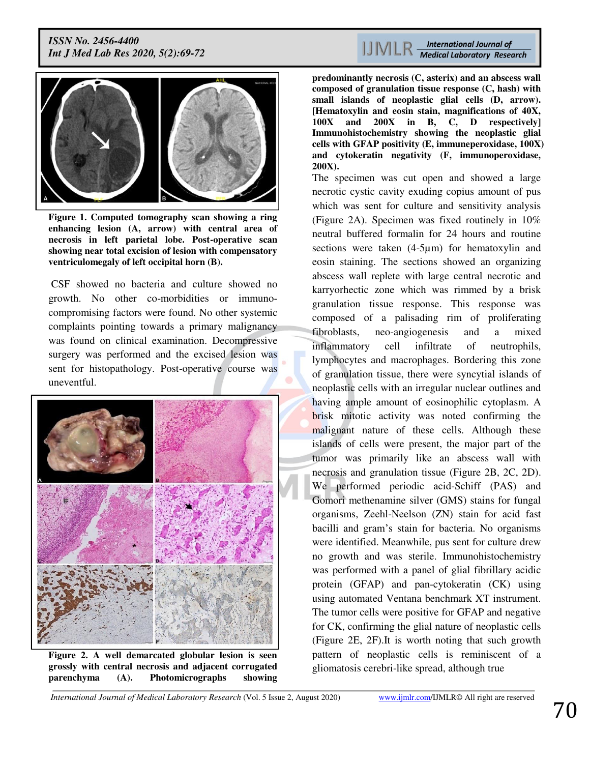Figure 1. Computed tomography scan showing a ring enhancing lesion (A, arrow) with central area of necrosis in left parietal lobe. Post-operative scan showing near total excision of lesion with compensatory ventriculomegaly of left occipital horn (B).

CSF showed no bacteria and culture showed no growth. No other co-morbidities or immuno-compromising factors were found. No other systemic complaints pointing towards a primary malignancy was found on clinical examination. Decompressive surgery was performed and the excised lesion was sent for histopathology. Post-operative course was uneventful.

**Figure 2. A well demarcated globular lesion is seen grossly with central necrosis and adjacent corrugated parenchyma (A). Photomicrographs showing predominantly necrosis (C, asterix) and an abscess wall composed of granulation tissue response (C, hash) with small islands of neoplastic glial cells (D, arrow). [Hematoxylin and eosin stain, magnifications of 40X, 100X and 200X in B, C, D respectively] Immunohistochemistry showing the neoplastic glial cells with GFAP positivity (E, immuneperoxidase, 100X) and cytokeratin negativity (F, immunoperoxidase, 200X).**

The specimen was cut open and showed a large necrotic cystic cavity exuding copius amount of pus which was sent for culture and sensitivity analysis (Figure 2A). Specimen was fixed routinely in 10% neutral buffered formalin for 24 hours and routine sections were taken (4-5µm) for hematoxylin and eosin staining. The sections showed an organizing abscess wall replete with large central necrotic and karryorhectic zone which was rimmed by a brisk granulation tissue response. This response was composed of a palisading rim of proliferating fibroblasts, neo-angiogenesis and a mixed inflammatory cell infiltrate of neutrophils, lymphocytes and macrophages. Bordering this zone of granulation tissue, there were syncytial islands of neoplastic cells with an irregular nuclear outlines and having ample amount of eosinophilic cytoplasm. A brisk mitotic activity was noted confirming the malignant nature of these cells. Although these islands of cells were present, the major part of the tumor was primarily like an abscess wall with necrosis and granulation tissue (Figure 2B, 2C, 2D). We performed periodic acid-Schiff (PAS) and Gomori methenamine silver (GMS) stains for fungal organisms, Zeehl-Neelson (ZN) stain for acid fast bacilli and gram's stain for bacteria. No organisms were identified. Meanwhile, pus sent for culture drew no growth and was sterile. Immunohistochemistry was performed with a panel of glial fibrillary acidic protein (GFAP) and pan-cytokeratin (CK) using using automated Ventana benchmark XT instrument. The tumor cells were positive for GFAP and negative for CK, confirming the glial nature of neoplastic cells (Figure 2E, 2F).It is worth noting that such growth pattern of neoplastic cells is reminiscent of a gliomatosis cerebri-like spread, although true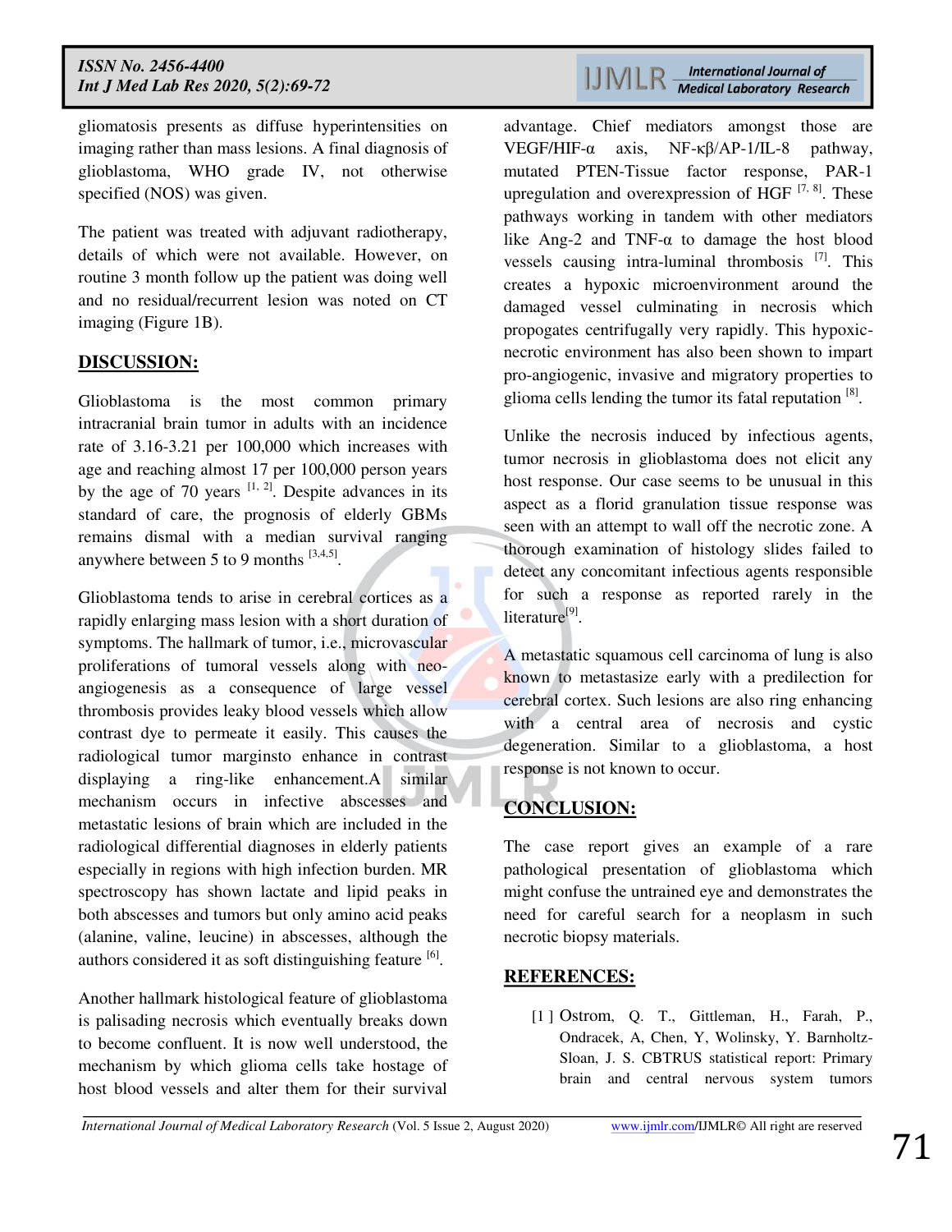gliomatosis presents as diffuse hyperintensities on imaging rather than mass lesions. A final diagnosis of glioblastoma, WHO grade IV, not otherwise specified (NOS) was given.

The patient was treated with adjuvant radiotherapy, details of which were not available. However, on routine 3 month follow up the patient was doing well and no residual/recurrent lesion was noted on CT imaging (Figure 1B).

## DISCUSSION:

Glioblastoma is the most common primary intracranial brain tumor in adults with an incidence rate of 3.16-3.21 per 100,000 which increases with age and reaching almost 17 per 100,000 person years by the age of 70 years [1, 2]. Despite advances in its standard of care, the prognosis of elderly GBMs remains dismal with a median survival ranging anywhere between 5 to 9 months [3,4,5].

Glioblastoma tends to arise in cerebral cortices as a rapidly enlarging mass lesion with a short duration of symptoms. The hallmark of tumor, i.e., microvascular proliferations of tumoral vessels along with neo-angiogenesis as a consequence of large vessel thrombosis provides leaky blood vessels which allow contrast dye to permeate it easily. This causes the radiological tumor marginsto enhance in contrast displaying a ring-like enhancement.A similar mechanism occurs in infective abscesses and metastatic lesions of brain which are included in the radiological differential diagnoses in elderly patients especially in regions with high infection burden. MR spectroscopy has shown lactate and lipid peaks in both abscesses and tumors but only amino acid peaks (alanine, valine, leucine) in abscesses, although the authors considered it as soft distinguishing feature [6].

Another hallmark histological feature of glioblastoma is palisading necrosis which eventually breaks down to become confluent. It is now well understood, the mechanism by which glioma cells take hostage of host blood vessels and alter them for their survival advantage. Chief mediators amongst those are VEGF/HIF-α axis, NF-κβ/AP-1/IL-8 pathway, mutated PTEN-Tissue factor response, PAR-1 upregulation and overexpression of HGF [7, 8]. These pathways working in tandem with other mediators like Ang-2 and TNF-α to damage the host blood vessels causing intra-luminal thrombosis [7]. This creates a hypoxic microenvironment around the damaged vessel culminating in necrosis which propogates centrifugally very rapidly. This hypoxic-necrotic environment has also been shown to impart pro-angiogenic, invasive and migratory properties to glioma cells lending the tumor its fatal reputation [8].

Unlike the necrosis induced by infectious agents, tumor necrosis in glioblastoma does not elicit any host response. Our case seems to be unusual in this aspect as a florid granulation tissue response was seen with an attempt to wall off the necrotic zone. A thorough examination of histology slides failed to detect any concomitant infectious agents responsible for such a response as reported rarely in the literature[9].

A metastatic squamous cell carcinoma of lung is also known to metastasize early with a predilection for cerebral cortex. Such lesions are also ring enhancing with a central area of necrosis and cystic degeneration. Similar to a glioblastoma, a host response is not known to occur.

## CONCLUSION:

The case report gives an example of a rare pathological presentation of glioblastoma which might confuse the untrained eye and demonstrates the need for careful search for a neoplasm in such necrotic biopsy materials.

## REFERENCES:

[1 ] Ostrom, Q. T., Gittleman, H., Farah, P., Ondracek, A, Chen, Y, Wolinsky, Y. Barnholtz-Sloan, J. S. CBTRUS statistical report: Primary brain and central nervous system tumors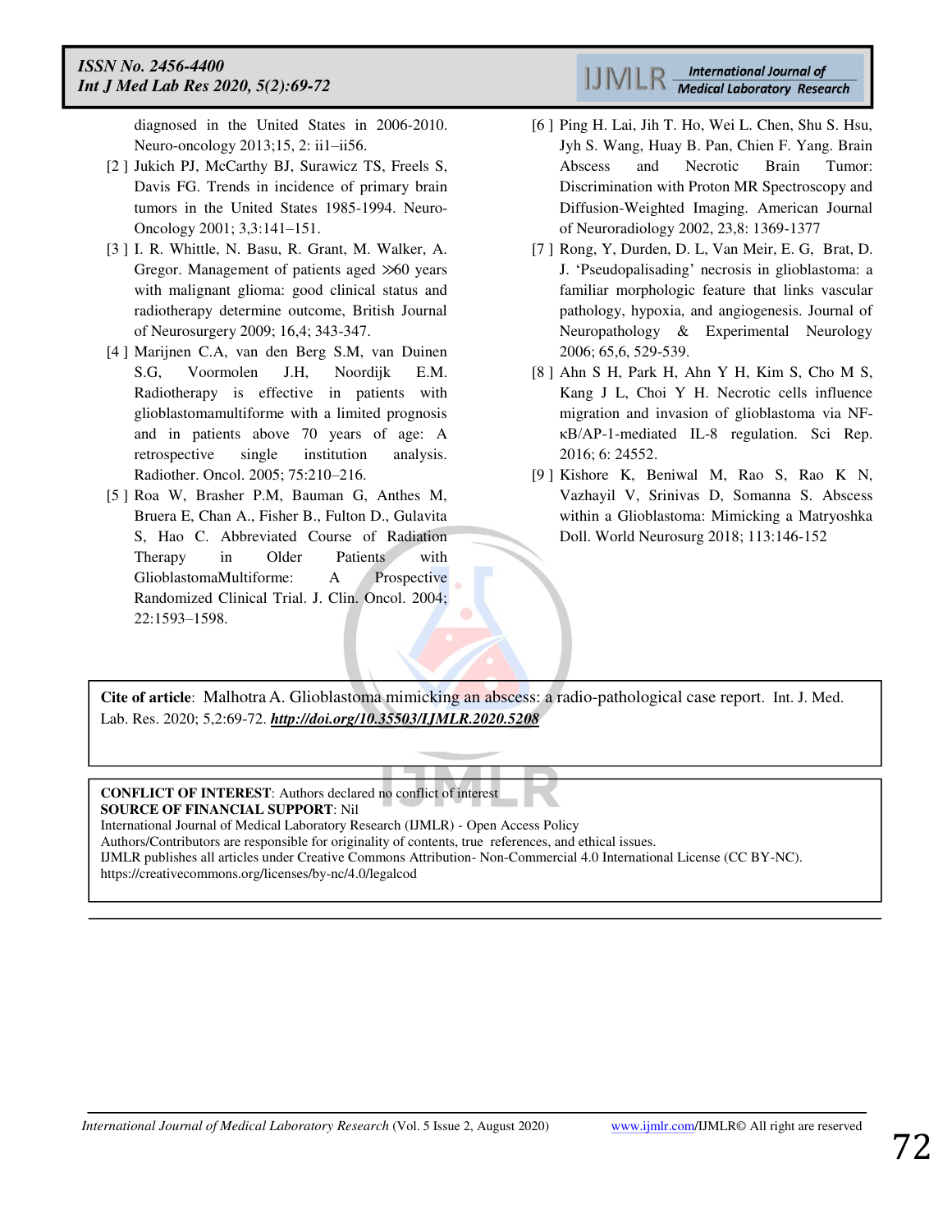diagnosed in the United States in 2006-2010. Neuro-oncology 2013;15, 2: ii1–ii56.

[2 ] Jukich PJ, McCarthy BJ, Surawicz TS, Freels S, Davis FG. Trends in incidence of primary brain tumors in the United States 1985-1994. Neuro-Oncology 2001; 3,3:141–151.

[3 ] I. R. Whittle, N. Basu, R. Grant, M. Walker, A. Gregor. Management of patients aged ≫60 years with malignant glioma: good clinical status and radiotherapy determine outcome, British Journal of Neurosurgery 2009; 16,4; 343-347.

[4 ] Marijnen C.A, van den Berg S.M, van Duinen S.G, Voormolen J.H, Noordijk E.M. Radiotherapy is effective in patients with glioblastomamultiforme with a limited prognosis and in patients above 70 years of age: A retrospective single institution analysis. Radiother. Oncol. 2005; 75:210–216.

[5 ] Roa W, Brasher P.M, Bauman G, Anthes M, Bruera E, Chan A., Fisher B., Fulton D., Gulavita S, Hao C. Abbreviated Course of Radiation Therapy in Older Patients with GlioblastomaMultiforme: A Prospective Randomized Clinical Trial. J. Clin. Oncol. 2004; 22:1593–1598.

[6 ] Ping H. Lai, Jih T. Ho, Wei L. Chen, Shu S. Hsu, Jyh S. Wang, Huay B. Pan, Chien F. Yang. Brain Abscess and Necrotic Brain Tumor: Discrimination with Proton MR Spectroscopy and Diffusion-Weighted Imaging. American Journal of Neuroradiology 2002, 23,8: 1369-1377

[7 ] Rong, Y, Durden, D. L, Van Meir, E. G, Brat, D. J. 'Pseudopalisading' necrosis in glioblastoma: a familiar morphologic feature that links vascular pathology, hypoxia, and angiogenesis. Journal of Neuropathology & Experimental Neurology 2006; 65,6, 529-539.

[8 ] Ahn S H, Park H, Ahn Y H, Kim S, Cho M S, Kang J L, Choi Y H. Necrotic cells influence migration and invasion of glioblastoma via NF-κB/AP-1-mediated IL-8 regulation. Sci Rep. 2016; 6: 24552.

[9 ] Kishore K, Beniwal M, Rao S, Rao K N, Vazhayil V, Srinivas D, Somanna S. Abscess within a Glioblastoma: Mimicking a Matryoshka Doll. World Neurosurg 2018; 113:146-152

**Cite of article**: Malhotra A. Glioblastoma mimicking an abscess: a radio-pathological case report. Int. J. Med. Lab. Res. 2020; 5,2:69-72. ***http://doi.org/10.35503/IJMLR.2020.5208***

**CONFLICT OF INTEREST**: Authors declared no conflict of interest
**SOURCE OF FINANCIAL SUPPORT**: Nil
International Journal of Medical Laboratory Research (IJMLR) - Open Access Policy
Authors/Contributors are responsible for originality of contents, true references, and ethical issues.
IJMLR publishes all articles under Creative Commons Attribution- Non-Commercial 4.0 International License (CC BY-NC).
https://creativecommons.org/licenses/by-nc/4.0/legalcod